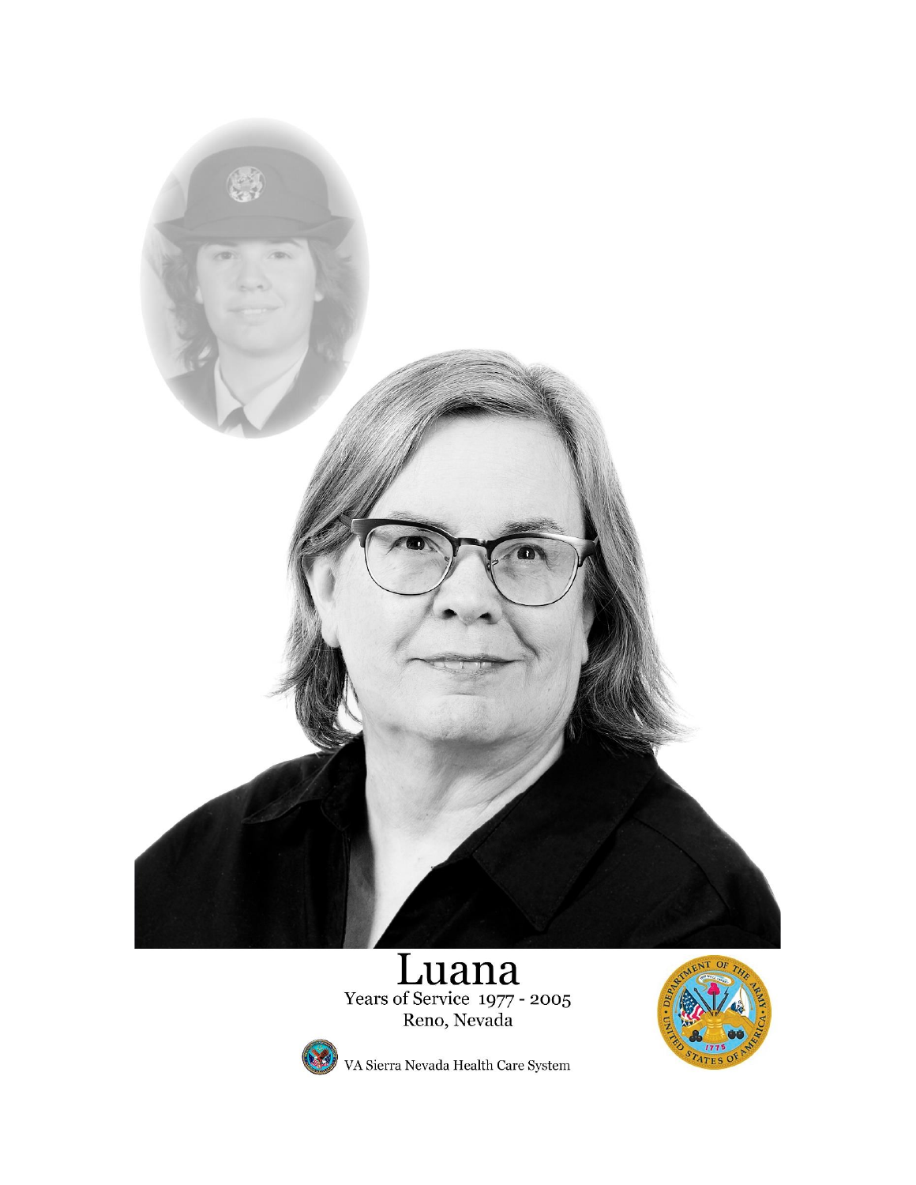# Luana

Years of Service 1977 - 2005

Reno, Nevada

VA Sierra Nevada Health Care System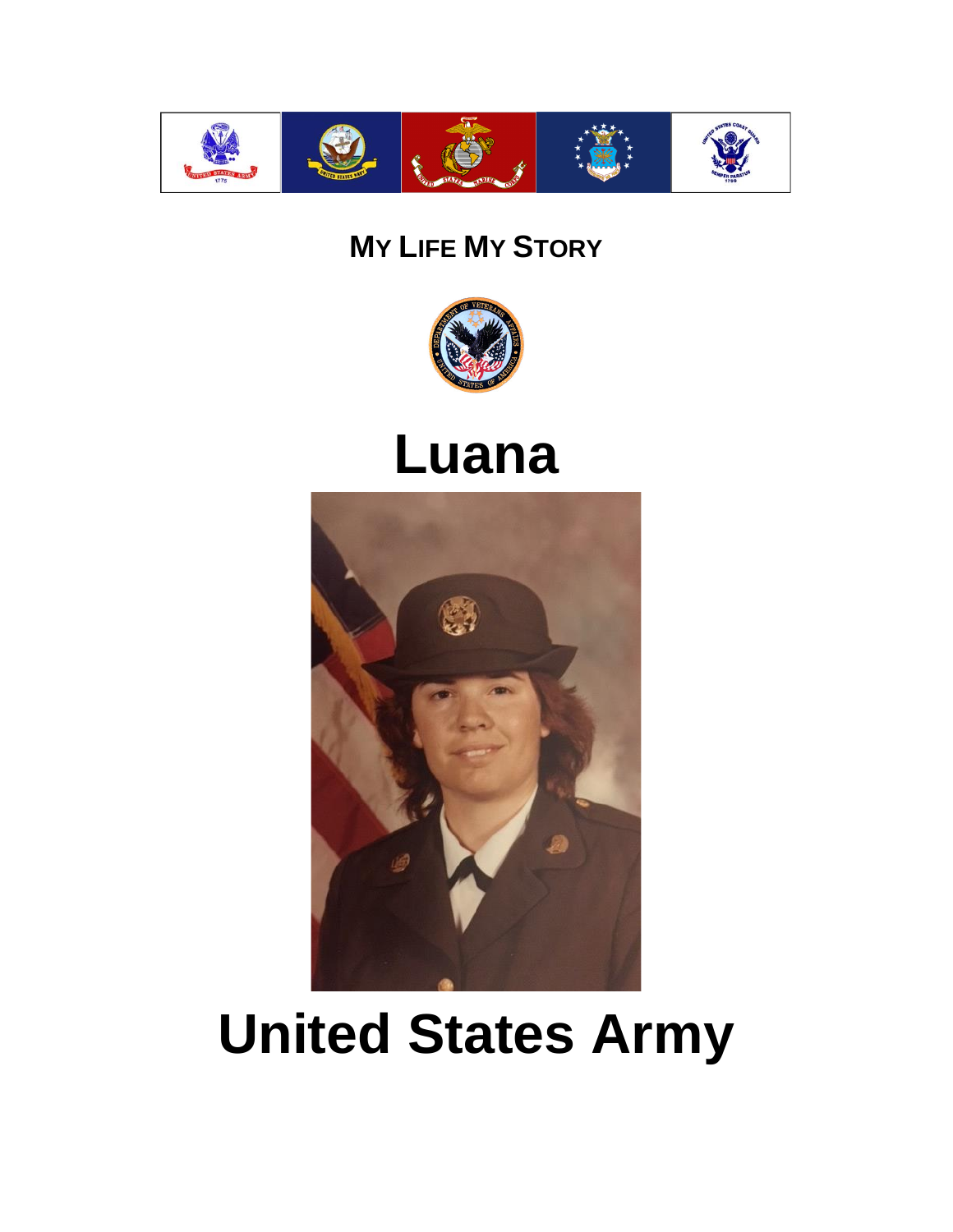**MY LIFE MY STORY**

# Luana

# United States Army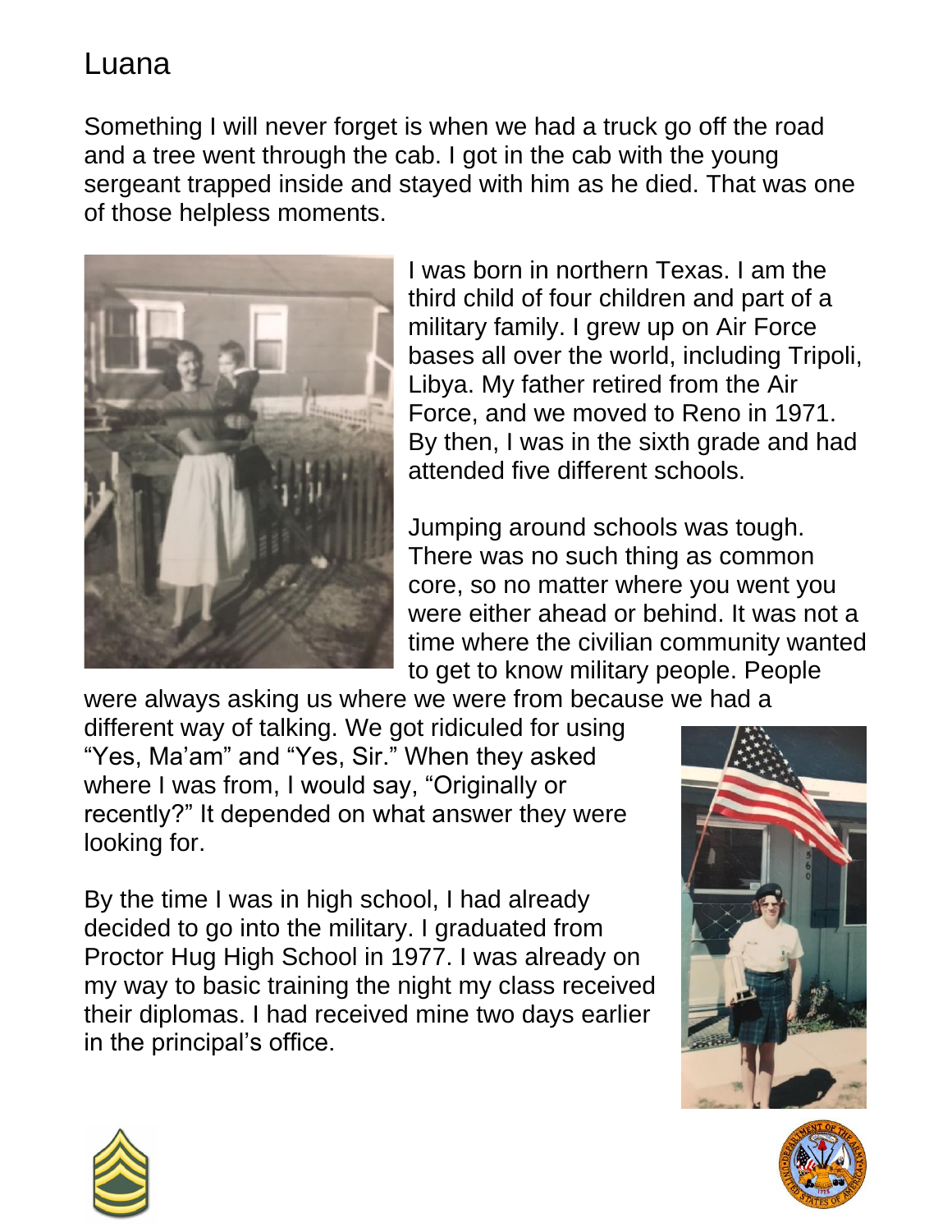# Luana

Something I will never forget is when we had a truck go off the road and a tree went through the cab. I got in the cab with the young sergeant trapped inside and stayed with him as he died. That was one of those helpless moments.

I was born in northern Texas. I am the third child of four children and part of a military family. I grew up on Air Force bases all over the world, including Tripoli, Libya. My father retired from the Air Force, and we moved to Reno in 1971. By then, I was in the sixth grade and had attended five different schools.

Jumping around schools was tough. There was no such thing as common core, so no matter where you went you were either ahead or behind. It was not a time where the civilian community wanted to get to know military people. People were always asking us where we were from because we had a different way of talking. We got ridiculed for using "Yes, Ma'am" and "Yes, Sir." When they asked where I was from, I would say, "Originally or recently?" It depended on what answer they were looking for.

By the time I was in high school, I had already decided to go into the military. I graduated from Proctor Hug High School in 1977. I was already on my way to basic training the night my class received their diplomas. I had received mine two days earlier in the principal's office.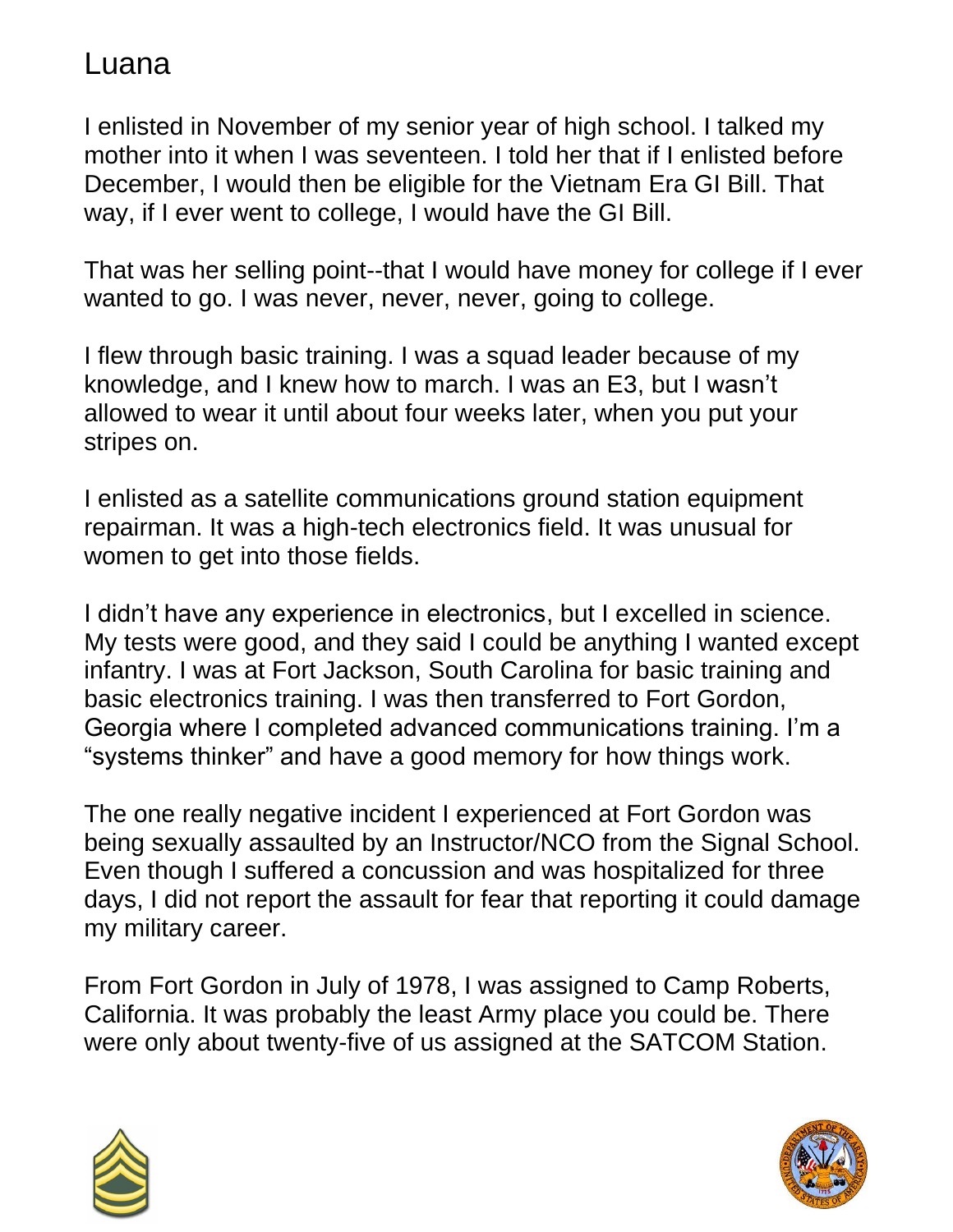# Luana

I enlisted in November of my senior year of high school. I talked my mother into it when I was seventeen. I told her that if I enlisted before December, I would then be eligible for the Vietnam Era GI Bill. That way, if I ever went to college, I would have the GI Bill.

That was her selling point--that I would have money for college if I ever wanted to go. I was never, never, never, going to college.

I flew through basic training. I was a squad leader because of my knowledge, and I knew how to march. I was an E3, but I wasn't allowed to wear it until about four weeks later, when you put your stripes on.

I enlisted as a satellite communications ground station equipment repairman. It was a high-tech electronics field. It was unusual for women to get into those fields.

I didn't have any experience in electronics, but I excelled in science. My tests were good, and they said I could be anything I wanted except infantry. I was at Fort Jackson, South Carolina for basic training and basic electronics training. I was then transferred to Fort Gordon, Georgia where I completed advanced communications training. I'm a "systems thinker" and have a good memory for how things work.

The one really negative incident I experienced at Fort Gordon was being sexually assaulted by an Instructor/NCO from the Signal School. Even though I suffered a concussion and was hospitalized for three days, I did not report the assault for fear that reporting it could damage my military career.

From Fort Gordon in July of 1978, I was assigned to Camp Roberts, California. It was probably the least Army place you could be. There were only about twenty-five of us assigned at the SATCOM Station.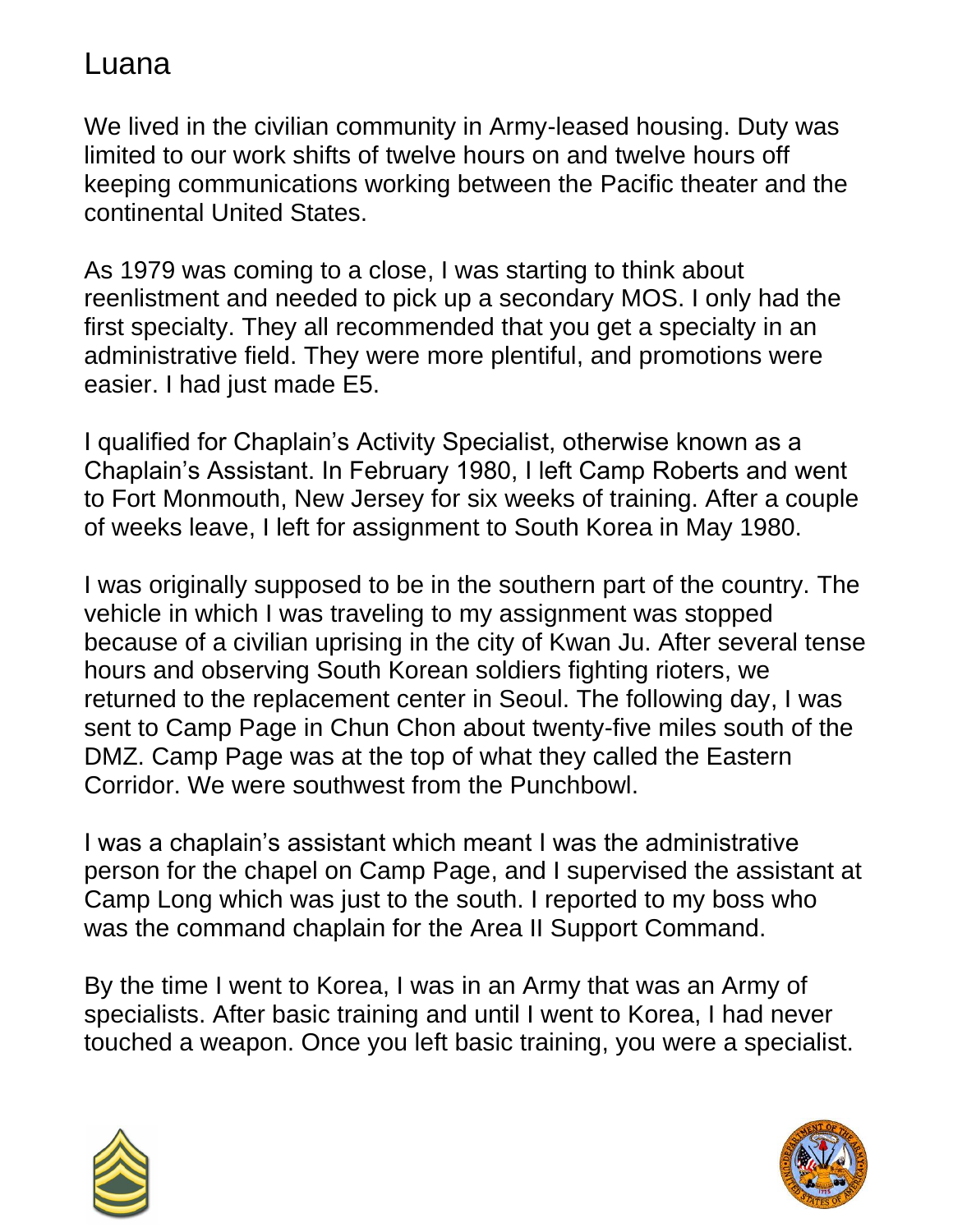# Luana

We lived in the civilian community in Army-leased housing. Duty was limited to our work shifts of twelve hours on and twelve hours off keeping communications working between the Pacific theater and the continental United States.

As 1979 was coming to a close, I was starting to think about reenlistment and needed to pick up a secondary MOS. I only had the first specialty. They all recommended that you get a specialty in an administrative field. They were more plentiful, and promotions were easier. I had just made E5.

I qualified for Chaplain's Activity Specialist, otherwise known as a Chaplain's Assistant. In February 1980, I left Camp Roberts and went to Fort Monmouth, New Jersey for six weeks of training. After a couple of weeks leave, I left for assignment to South Korea in May 1980.

I was originally supposed to be in the southern part of the country. The vehicle in which I was traveling to my assignment was stopped because of a civilian uprising in the city of Kwan Ju. After several tense hours and observing South Korean soldiers fighting rioters, we returned to the replacement center in Seoul. The following day, I was sent to Camp Page in Chun Chon about twenty-five miles south of the DMZ. Camp Page was at the top of what they called the Eastern Corridor. We were southwest from the Punchbowl.

I was a chaplain's assistant which meant I was the administrative person for the chapel on Camp Page, and I supervised the assistant at Camp Long which was just to the south. I reported to my boss who was the command chaplain for the Area II Support Command.

By the time I went to Korea, I was in an Army that was an Army of specialists. After basic training and until I went to Korea, I had never touched a weapon. Once you left basic training, you were a specialist.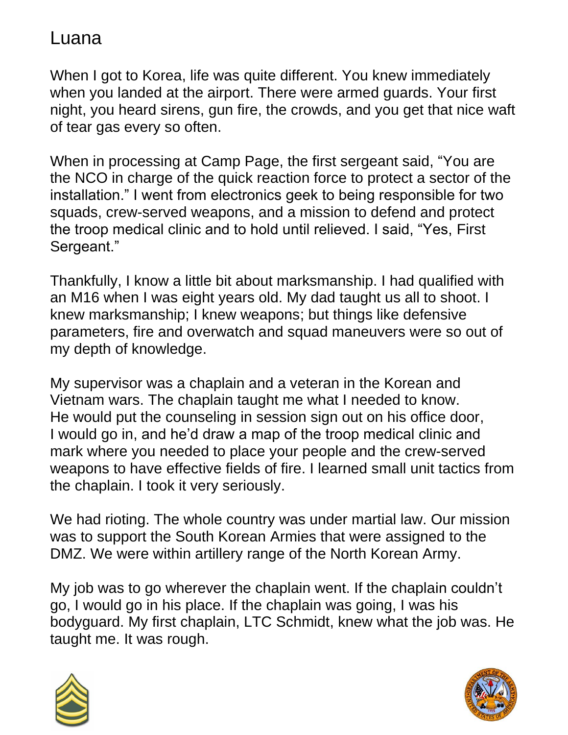# Luana

When I got to Korea, life was quite different. You knew immediately when you landed at the airport. There were armed guards. Your first night, you heard sirens, gun fire, the crowds, and you get that nice waft of tear gas every so often.

When in processing at Camp Page, the first sergeant said, "You are the NCO in charge of the quick reaction force to protect a sector of the installation." I went from electronics geek to being responsible for two squads, crew-served weapons, and a mission to defend and protect the troop medical clinic and to hold until relieved. I said, "Yes, First Sergeant."

Thankfully, I know a little bit about marksmanship. I had qualified with an M16 when I was eight years old. My dad taught us all to shoot. I knew marksmanship; I knew weapons; but things like defensive parameters, fire and overwatch and squad maneuvers were so out of my depth of knowledge.

My supervisor was a chaplain and a veteran in the Korean and Vietnam wars. The chaplain taught me what I needed to know. He would put the counseling in session sign out on his office door, I would go in, and he'd draw a map of the troop medical clinic and mark where you needed to place your people and the crew-served weapons to have effective fields of fire. I learned small unit tactics from the chaplain. I took it very seriously.

We had rioting. The whole country was under martial law. Our mission was to support the South Korean Armies that were assigned to the DMZ. We were within artillery range of the North Korean Army.

My job was to go wherever the chaplain went. If the chaplain couldn't go, I would go in his place. If the chaplain was going, I was his bodyguard. My first chaplain, LTC Schmidt, knew what the job was. He taught me. It was rough.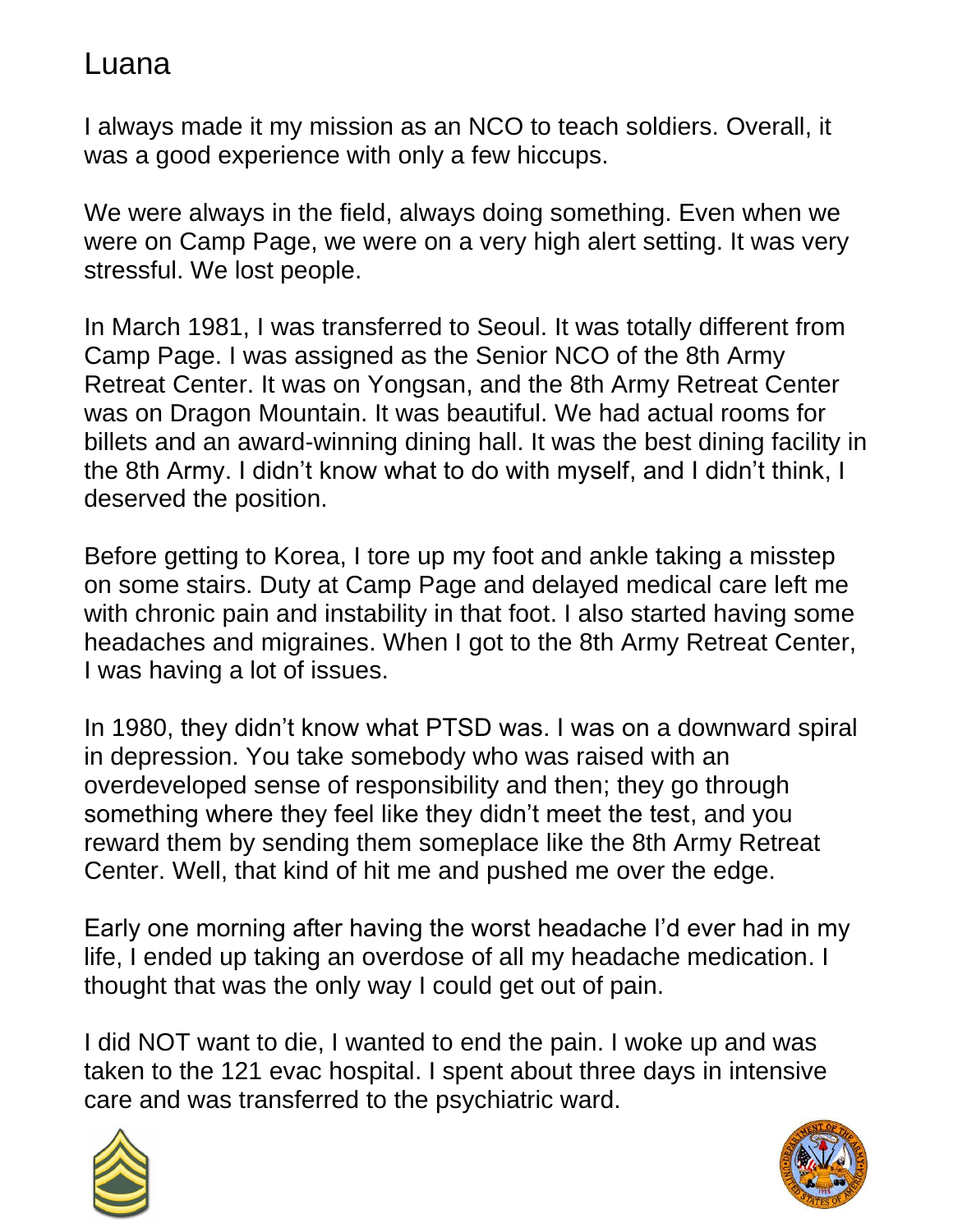# Luana

I always made it my mission as an NCO to teach soldiers. Overall, it was a good experience with only a few hiccups.

We were always in the field, always doing something. Even when we were on Camp Page, we were on a very high alert setting. It was very stressful. We lost people.

In March 1981, I was transferred to Seoul. It was totally different from Camp Page. I was assigned as the Senior NCO of the 8th Army Retreat Center. It was on Yongsan, and the 8th Army Retreat Center was on Dragon Mountain. It was beautiful. We had actual rooms for billets and an award-winning dining hall. It was the best dining facility in the 8th Army. I didn't know what to do with myself, and I didn't think, I deserved the position.

Before getting to Korea, I tore up my foot and ankle taking a misstep on some stairs. Duty at Camp Page and delayed medical care left me with chronic pain and instability in that foot. I also started having some headaches and migraines. When I got to the 8th Army Retreat Center, I was having a lot of issues.

In 1980, they didn't know what PTSD was. I was on a downward spiral in depression. You take somebody who was raised with an overdeveloped sense of responsibility and then; they go through something where they feel like they didn't meet the test, and you reward them by sending them someplace like the 8th Army Retreat Center. Well, that kind of hit me and pushed me over the edge.

Early one morning after having the worst headache I'd ever had in my life, I ended up taking an overdose of all my headache medication. I thought that was the only way I could get out of pain.

I did NOT want to die, I wanted to end the pain. I woke up and was taken to the 121 evac hospital. I spent about three days in intensive care and was transferred to the psychiatric ward.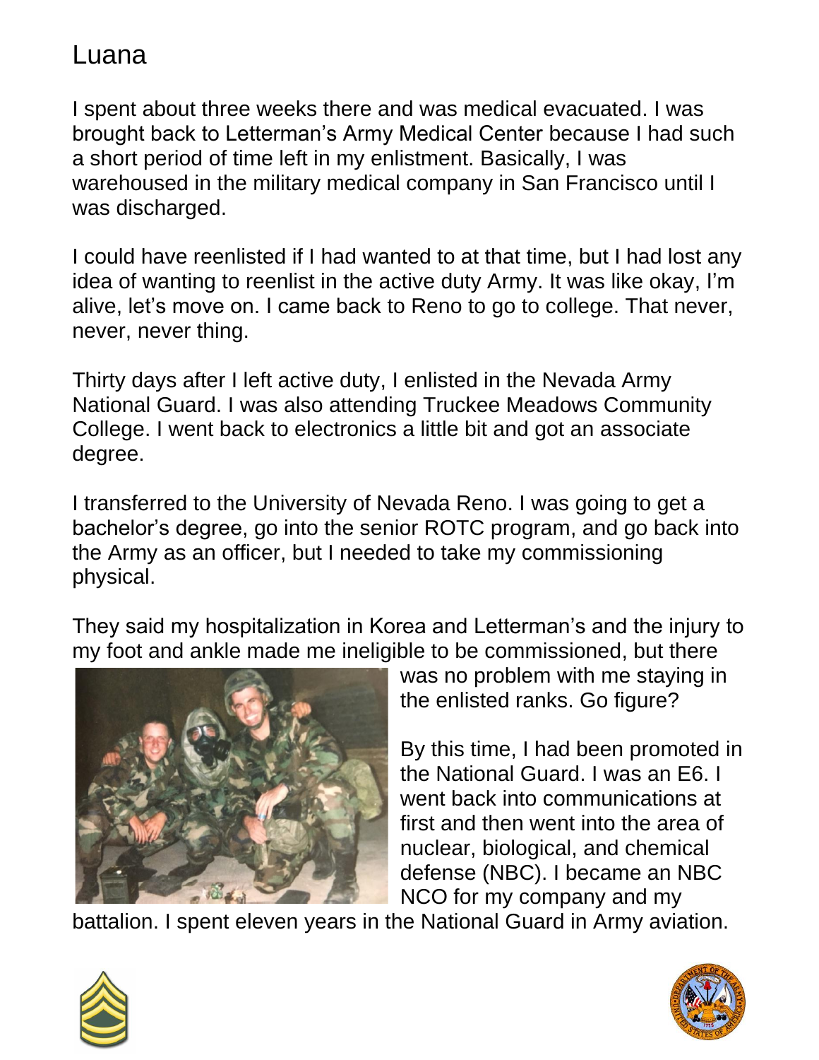# Luana

I spent about three weeks there and was medical evacuated. I was brought back to Letterman's Army Medical Center because I had such a short period of time left in my enlistment. Basically, I was warehoused in the military medical company in San Francisco until I was discharged.

I could have reenlisted if I had wanted to at that time, but I had lost any idea of wanting to reenlist in the active duty Army. It was like okay, I'm alive, let's move on. I came back to Reno to go to college. That never, never, never thing.

Thirty days after I left active duty, I enlisted in the Nevada Army National Guard. I was also attending Truckee Meadows Community College. I went back to electronics a little bit and got an associate degree.

I transferred to the University of Nevada Reno. I was going to get a bachelor's degree, go into the senior ROTC program, and go back into the Army as an officer, but I needed to take my commissioning physical.

They said my hospitalization in Korea and Letterman's and the injury to my foot and ankle made me ineligible to be commissioned, but there was no problem with me staying in the enlisted ranks. Go figure?

By this time, I had been promoted in the National Guard. I was an E6. I went back into communications at first and then went into the area of nuclear, biological, and chemical defense (NBC). I became an NBC NCO for my company and my battalion. I spent eleven years in the National Guard in Army aviation.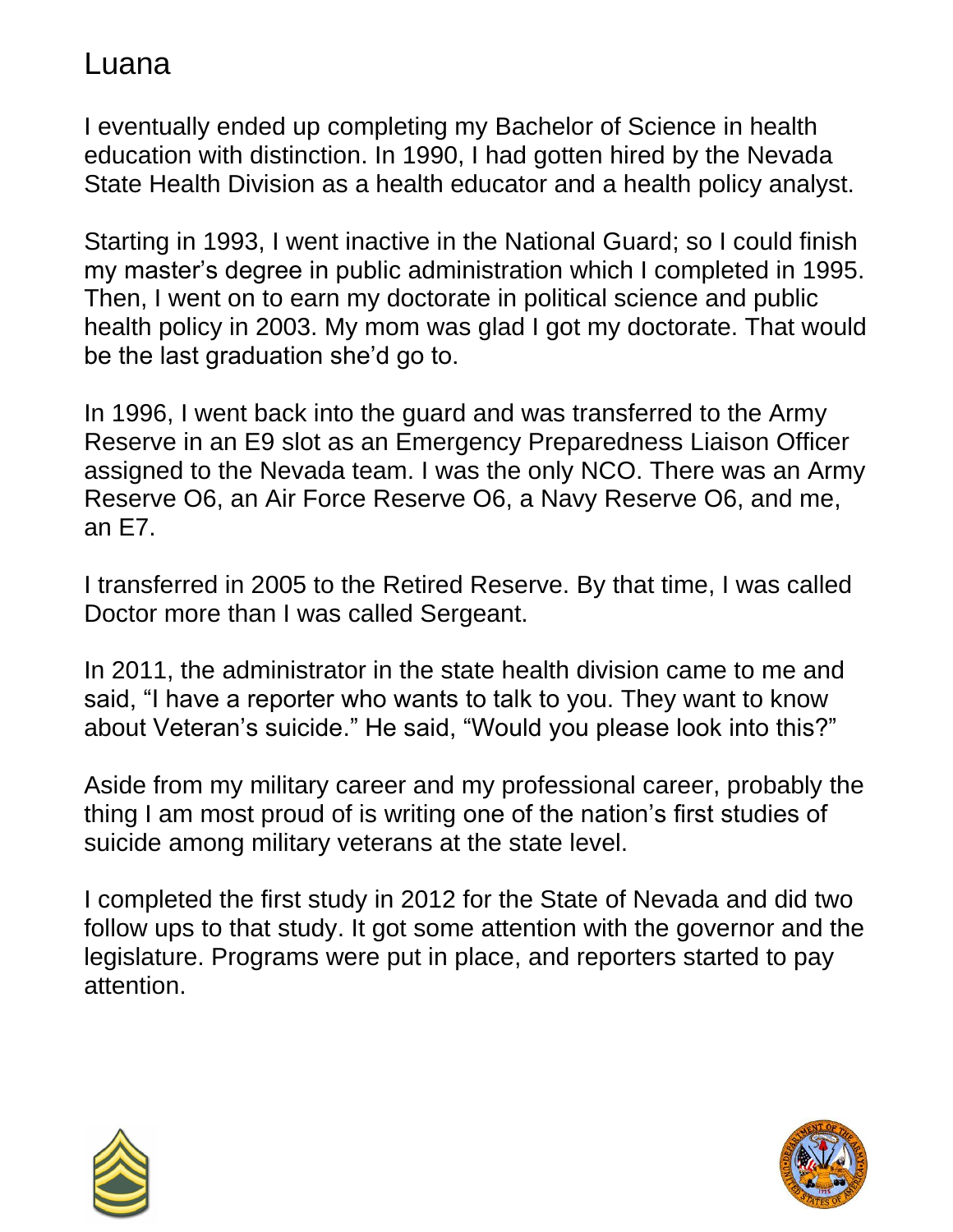# Luana

I eventually ended up completing my Bachelor of Science in health education with distinction. In 1990, I had gotten hired by the Nevada State Health Division as a health educator and a health policy analyst.

Starting in 1993, I went inactive in the National Guard; so I could finish my master's degree in public administration which I completed in 1995. Then, I went on to earn my doctorate in political science and public health policy in 2003. My mom was glad I got my doctorate. That would be the last graduation she'd go to.

In 1996, I went back into the guard and was transferred to the Army Reserve in an E9 slot as an Emergency Preparedness Liaison Officer assigned to the Nevada team. I was the only NCO. There was an Army Reserve O6, an Air Force Reserve O6, a Navy Reserve O6, and me, an E7.

I transferred in 2005 to the Retired Reserve. By that time, I was called Doctor more than I was called Sergeant.

In 2011, the administrator in the state health division came to me and said, "I have a reporter who wants to talk to you. They want to know about Veteran's suicide." He said, "Would you please look into this?"

Aside from my military career and my professional career, probably the thing I am most proud of is writing one of the nation's first studies of suicide among military veterans at the state level.

I completed the first study in 2012 for the State of Nevada and did two follow ups to that study. It got some attention with the governor and the legislature. Programs were put in place, and reporters started to pay attention.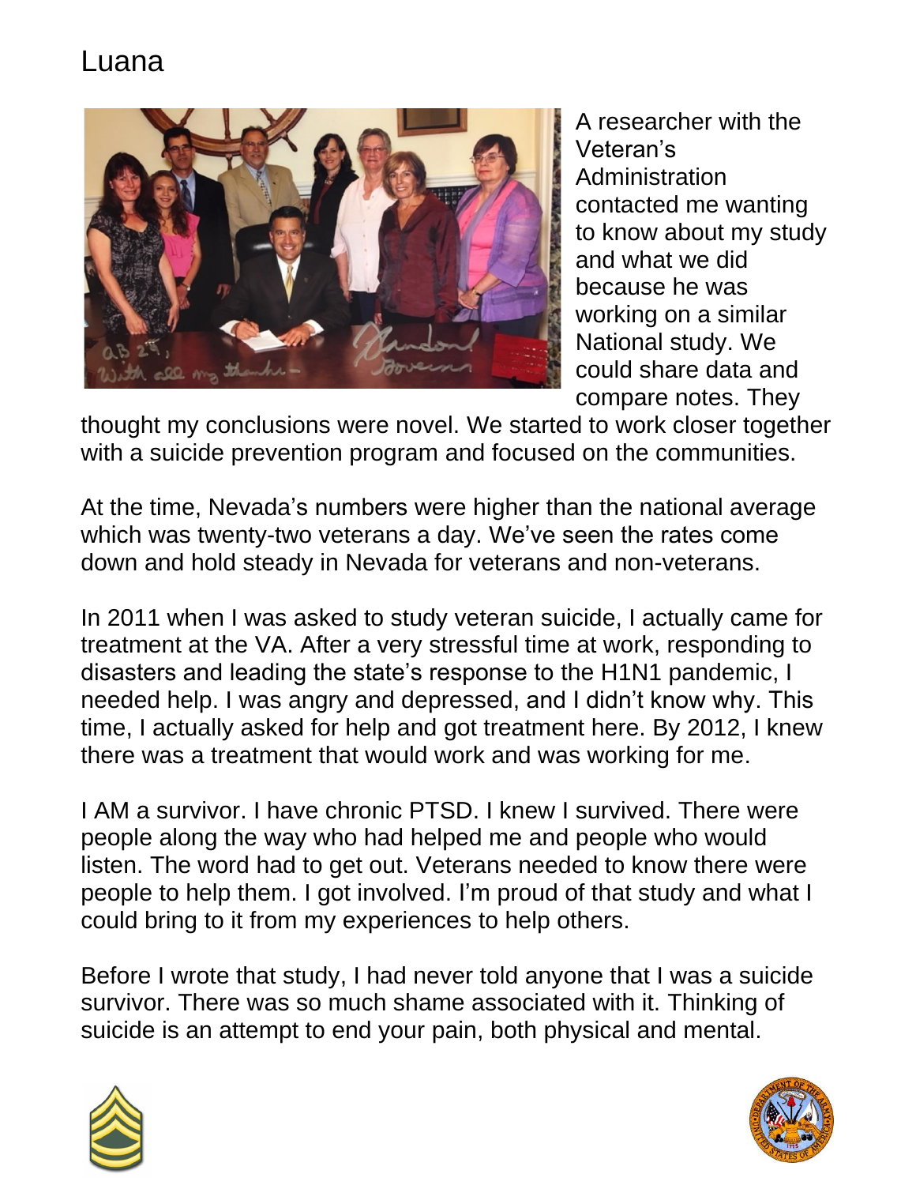# Luana

A researcher with the Veteran's Administration contacted me wanting to know about my study and what we did because he was working on a similar National study. We could share data and compare notes. They thought my conclusions were novel. We started to work closer together with a suicide prevention program and focused on the communities.

At the time, Nevada's numbers were higher than the national average which was twenty-two veterans a day. We've seen the rates come down and hold steady in Nevada for veterans and non-veterans.

In 2011 when I was asked to study veteran suicide, I actually came for treatment at the VA. After a very stressful time at work, responding to disasters and leading the state's response to the H1N1 pandemic, I needed help. I was angry and depressed, and I didn't know why. This time, I actually asked for help and got treatment here. By 2012, I knew there was a treatment that would work and was working for me.

I AM a survivor. I have chronic PTSD. I knew I survived. There were people along the way who had helped me and people who would listen. The word had to get out. Veterans needed to know there were people to help them. I got involved. I'm proud of that study and what I could bring to it from my experiences to help others.

Before I wrote that study, I had never told anyone that I was a suicide survivor. There was so much shame associated with it. Thinking of suicide is an attempt to end your pain, both physical and mental.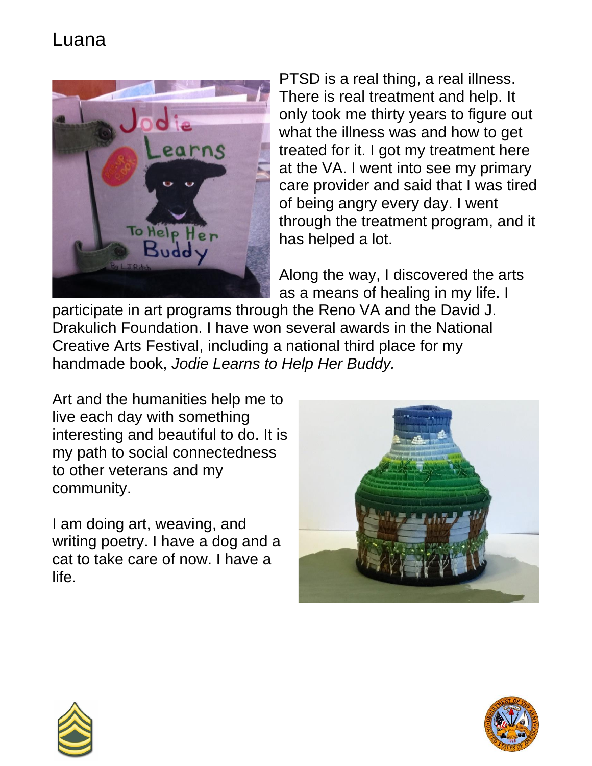# Luana

PTSD is a real thing, a real illness. There is real treatment and help. It only took me thirty years to figure out what the illness was and how to get treated for it. I got my treatment here at the VA. I went into see my primary care provider and said that I was tired of being angry every day. I went through the treatment program, and it has helped a lot.

Along the way, I discovered the arts as a means of healing in my life. I participate in art programs through the Reno VA and the David J. Drakulich Foundation. I have won several awards in the National Creative Arts Festival, including a national third place for my handmade book, *Jodie Learns to Help Her Buddy.*

Art and the humanities help me to live each day with something interesting and beautiful to do. It is my path to social connectedness to other veterans and my community.

I am doing art, weaving, and writing poetry. I have a dog and a cat to take care of now. I have a life.